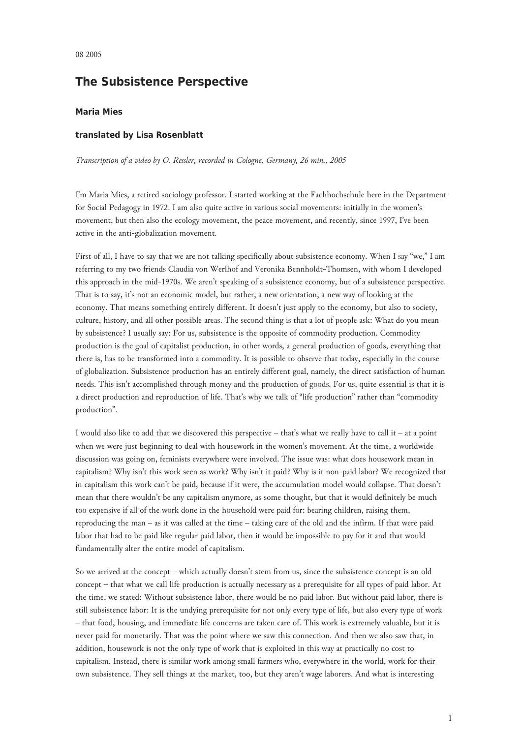08 2005

# The Subsistence Perspective

**Maria Mies**

**translated by Lisa Rosenblatt**

*Transcription of a video by O. Ressler, recorded in Cologne, Germany, 26 min., 2005*

I'm Maria Mies, a retired sociology professor. I started working at the Fachhochschule here in the Department for Social Pedagogy in 1972. I am also quite active in various social movements: initially in the women's movement, but then also the ecology movement, the peace movement, and recently, since 1997, I've been active in the anti-globalization movement.

First of all, I have to say that we are not talking specifically about subsistence economy. When I say "we," I am referring to my two friends Claudia von Werlhof and Veronika Bennholdt-Thomsen, with whom I developed this approach in the mid-1970s. We aren't speaking of a subsistence economy, but of a subsistence perspective. That is to say, it's not an economic model, but rather, a new orientation, a new way of looking at the economy. That means something entirely different. It doesn't just apply to the economy, but also to society, culture, history, and all other possible areas. The second thing is that a lot of people ask: What do you mean by subsistence? I usually say: For us, subsistence is the opposite of commodity production. Commodity production is the goal of capitalist production, in other words, a general production of goods, everything that there is, has to be transformed into a commodity. It is possible to observe that today, especially in the course of globalization. Subsistence production has an entirely different goal, namely, the direct satisfaction of human needs. This isn't accomplished through money and the production of goods. For us, quite essential is that it is a direct production and reproduction of life. That's why we talk of "life production" rather than "commodity production".

I would also like to add that we discovered this perspective – that's what we really have to call it – at a point when we were just beginning to deal with housework in the women's movement. At the time, a worldwide discussion was going on, feminists everywhere were involved. The issue was: what does housework mean in capitalism? Why isn't this work seen as work? Why isn't it paid? Why is it non-paid labor? We recognized that in capitalism this work can't be paid, because if it were, the accumulation model would collapse. That doesn't mean that there wouldn't be any capitalism anymore, as some thought, but that it would definitely be much too expensive if all of the work done in the household were paid for: bearing children, raising them, reproducing the man – as it was called at the time – taking care of the old and the infirm. If that were paid labor that had to be paid like regular paid labor, then it would be impossible to pay for it and that would fundamentally alter the entire model of capitalism.

So we arrived at the concept – which actually doesn't stem from us, since the subsistence concept is an old concept – that what we call life production is actually necessary as a prerequisite for all types of paid labor. At the time, we stated: Without subsistence labor, there would be no paid labor. But without paid labor, there is still subsistence labor: It is the undying prerequisite for not only every type of life, but also every type of work – that food, housing, and immediate life concerns are taken care of. This work is extremely valuable, but it is never paid for monetarily. That was the point where we saw this connection. And then we also saw that, in addition, housework is not the only type of work that is exploited in this way at practically no cost to capitalism. Instead, there is similar work among small farmers who, everywhere in the world, work for their own subsistence. They sell things at the market, too, but they aren't wage laborers. And what is interesting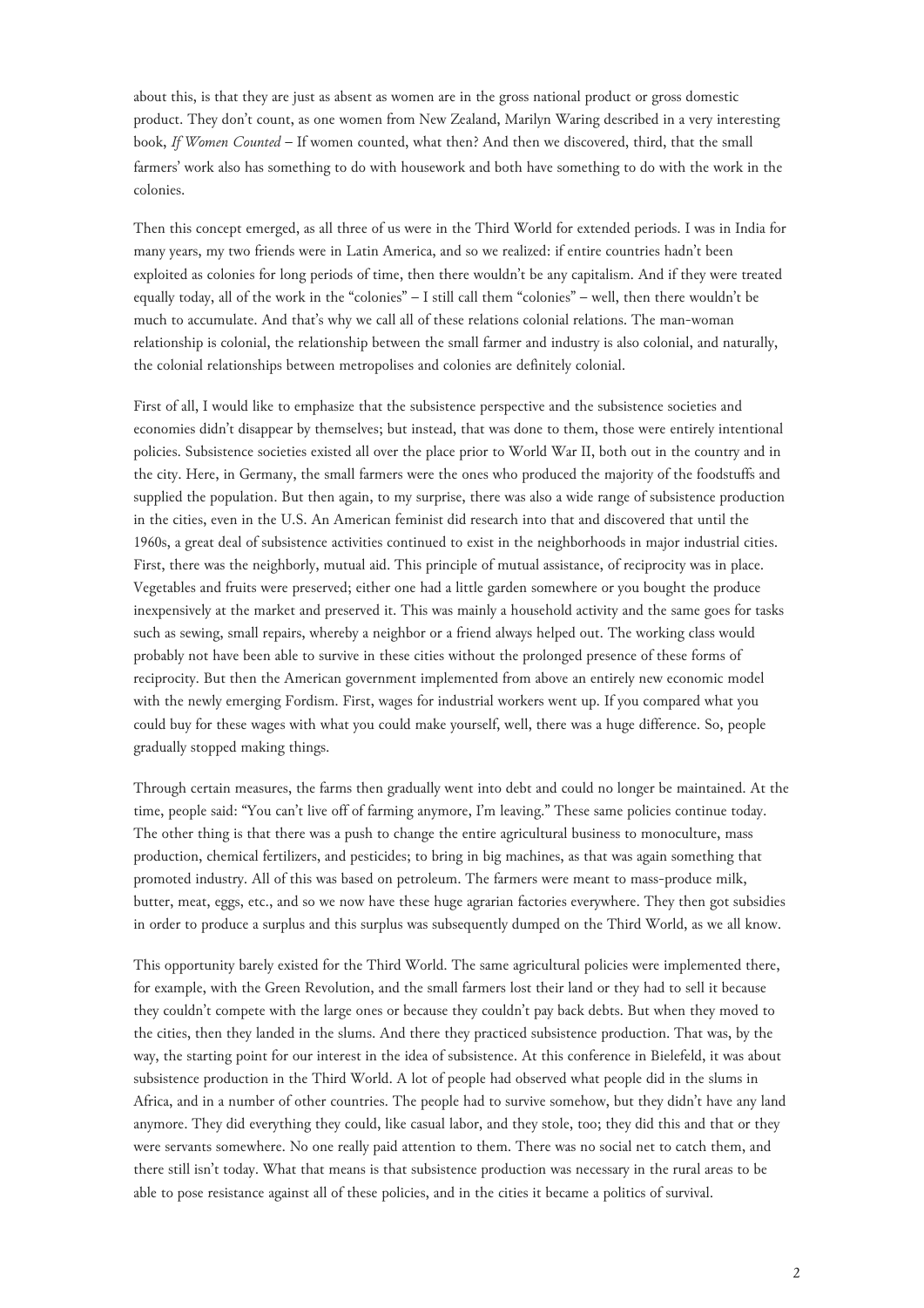about this, is that they are just as absent as women are in the gross national product or gross domestic product. They don't count, as one women from New Zealand, Marilyn Waring described in a very interesting book, *If Women Counted* – If women counted, what then? And then we discovered, third, that the small farmers' work also has something to do with housework and both have something to do with the work in the colonies.

Then this concept emerged, as all three of us were in the Third World for extended periods. I was in India for many years, my two friends were in Latin America, and so we realized: if entire countries hadn't been exploited as colonies for long periods of time, then there wouldn't be any capitalism. And if they were treated equally today, all of the work in the "colonies" – I still call them "colonies" – well, then there wouldn't be much to accumulate. And that's why we call all of these relations colonial relations. The man-woman relationship is colonial, the relationship between the small farmer and industry is also colonial, and naturally, the colonial relationships between metropolises and colonies are definitely colonial.

First of all, I would like to emphasize that the subsistence perspective and the subsistence societies and economies didn't disappear by themselves; but instead, that was done to them, those were entirely intentional policies. Subsistence societies existed all over the place prior to World War II, both out in the country and in the city. Here, in Germany, the small farmers were the ones who produced the majority of the foodstuffs and supplied the population. But then again, to my surprise, there was also a wide range of subsistence production in the cities, even in the U.S. An American feminist did research into that and discovered that until the 1960s, a great deal of subsistence activities continued to exist in the neighborhoods in major industrial cities. First, there was the neighborly, mutual aid. This principle of mutual assistance, of reciprocity was in place. Vegetables and fruits were preserved; either one had a little garden somewhere or you bought the produce inexpensively at the market and preserved it. This was mainly a household activity and the same goes for tasks such as sewing, small repairs, whereby a neighbor or a friend always helped out. The working class would probably not have been able to survive in these cities without the prolonged presence of these forms of reciprocity. But then the American government implemented from above an entirely new economic model with the newly emerging Fordism. First, wages for industrial workers went up. If you compared what you could buy for these wages with what you could make yourself, well, there was a huge difference. So, people gradually stopped making things.

Through certain measures, the farms then gradually went into debt and could no longer be maintained. At the time, people said: "You can't live off of farming anymore, I'm leaving." These same policies continue today. The other thing is that there was a push to change the entire agricultural business to monoculture, mass production, chemical fertilizers, and pesticides; to bring in big machines, as that was again something that promoted industry. All of this was based on petroleum. The farmers were meant to mass-produce milk, butter, meat, eggs, etc., and so we now have these huge agrarian factories everywhere. They then got subsidies in order to produce a surplus and this surplus was subsequently dumped on the Third World, as we all know.

This opportunity barely existed for the Third World. The same agricultural policies were implemented there, for example, with the Green Revolution, and the small farmers lost their land or they had to sell it because they couldn't compete with the large ones or because they couldn't pay back debts. But when they moved to the cities, then they landed in the slums. And there they practiced subsistence production. That was, by the way, the starting point for our interest in the idea of subsistence. At this conference in Bielefeld, it was about subsistence production in the Third World. A lot of people had observed what people did in the slums in Africa, and in a number of other countries. The people had to survive somehow, but they didn't have any land anymore. They did everything they could, like casual labor, and they stole, too; they did this and that or they were servants somewhere. No one really paid attention to them. There was no social net to catch them, and there still isn't today. What that means is that subsistence production was necessary in the rural areas to be able to pose resistance against all of these policies, and in the cities it became a politics of survival.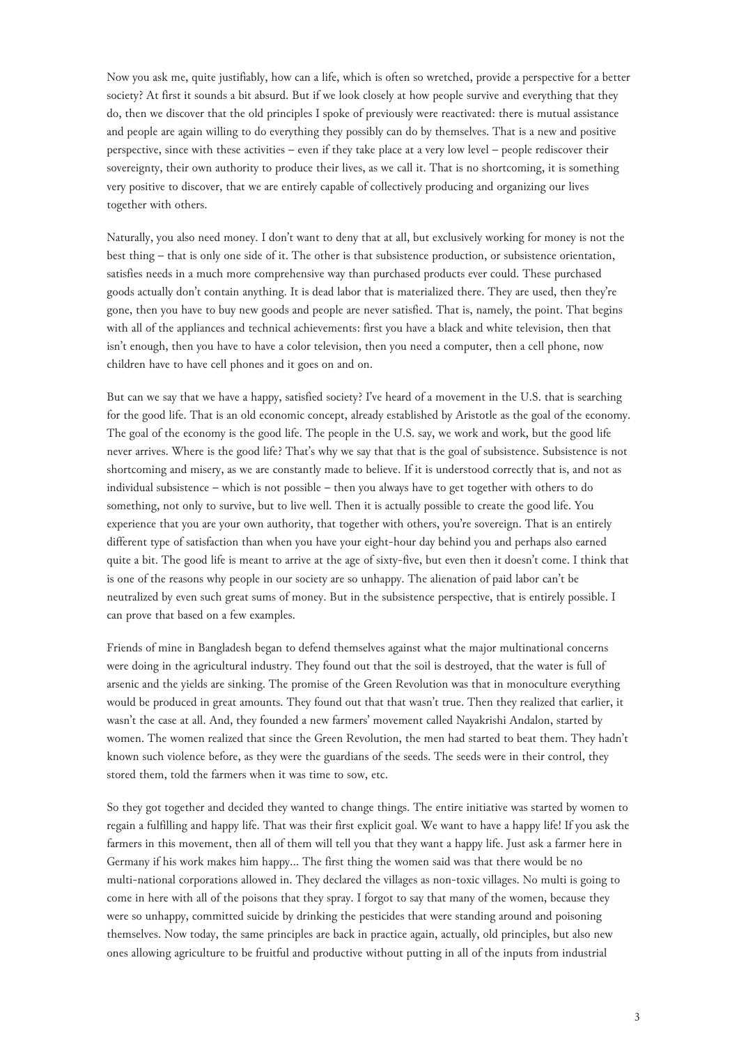Now you ask me, quite justifiably, how can a life, which is often so wretched, provide a perspective for a better society? At first it sounds a bit absurd. But if we look closely at how people survive and everything that they do, then we discover that the old principles I spoke of previously were reactivated: there is mutual assistance and people are again willing to do everything they possibly can do by themselves. That is a new and positive perspective, since with these activities – even if they take place at a very low level – people rediscover their sovereignty, their own authority to produce their lives, as we call it. That is no shortcoming, it is something very positive to discover, that we are entirely capable of collectively producing and organizing our lives together with others.

Naturally, you also need money. I don't want to deny that at all, but exclusively working for money is not the best thing – that is only one side of it. The other is that subsistence production, or subsistence orientation, satisfies needs in a much more comprehensive way than purchased products ever could. These purchased goods actually don't contain anything. It is dead labor that is materialized there. They are used, then they're gone, then you have to buy new goods and people are never satisfied. That is, namely, the point. That begins with all of the appliances and technical achievements: first you have a black and white television, then that isn't enough, then you have to have a color television, then you need a computer, then a cell phone, now children have to have cell phones and it goes on and on.

But can we say that we have a happy, satisfied society? I've heard of a movement in the U.S. that is searching for the good life. That is an old economic concept, already established by Aristotle as the goal of the economy. The goal of the economy is the good life. The people in the U.S. say, we work and work, but the good life never arrives. Where is the good life? That's why we say that that is the goal of subsistence. Subsistence is not shortcoming and misery, as we are constantly made to believe. If it is understood correctly that is, and not as individual subsistence – which is not possible – then you always have to get together with others to do something, not only to survive, but to live well. Then it is actually possible to create the good life. You experience that you are your own authority, that together with others, you're sovereign. That is an entirely different type of satisfaction than when you have your eight-hour day behind you and perhaps also earned quite a bit. The good life is meant to arrive at the age of sixty-five, but even then it doesn't come. I think that is one of the reasons why people in our society are so unhappy. The alienation of paid labor can't be neutralized by even such great sums of money. But in the subsistence perspective, that is entirely possible. I can prove that based on a few examples.

Friends of mine in Bangladesh began to defend themselves against what the major multinational concerns were doing in the agricultural industry. They found out that the soil is destroyed, that the water is full of arsenic and the yields are sinking. The promise of the Green Revolution was that in monoculture everything would be produced in great amounts. They found out that that wasn't true. Then they realized that earlier, it wasn't the case at all. And, they founded a new farmers' movement called Nayakrishi Andalon, started by women. The women realized that since the Green Revolution, the men had started to beat them. They hadn't known such violence before, as they were the guardians of the seeds. The seeds were in their control, they stored them, told the farmers when it was time to sow, etc.

So they got together and decided they wanted to change things. The entire initiative was started by women to regain a fulfilling and happy life. That was their first explicit goal. We want to have a happy life! If you ask the farmers in this movement, then all of them will tell you that they want a happy life. Just ask a farmer here in Germany if his work makes him happy... The first thing the women said was that there would be no multi-national corporations allowed in. They declared the villages as non-toxic villages. No multi is going to come in here with all of the poisons that they spray. I forgot to say that many of the women, because they were so unhappy, committed suicide by drinking the pesticides that were standing around and poisoning themselves. Now today, the same principles are back in practice again, actually, old principles, but also new ones allowing agriculture to be fruitful and productive without putting in all of the inputs from industrial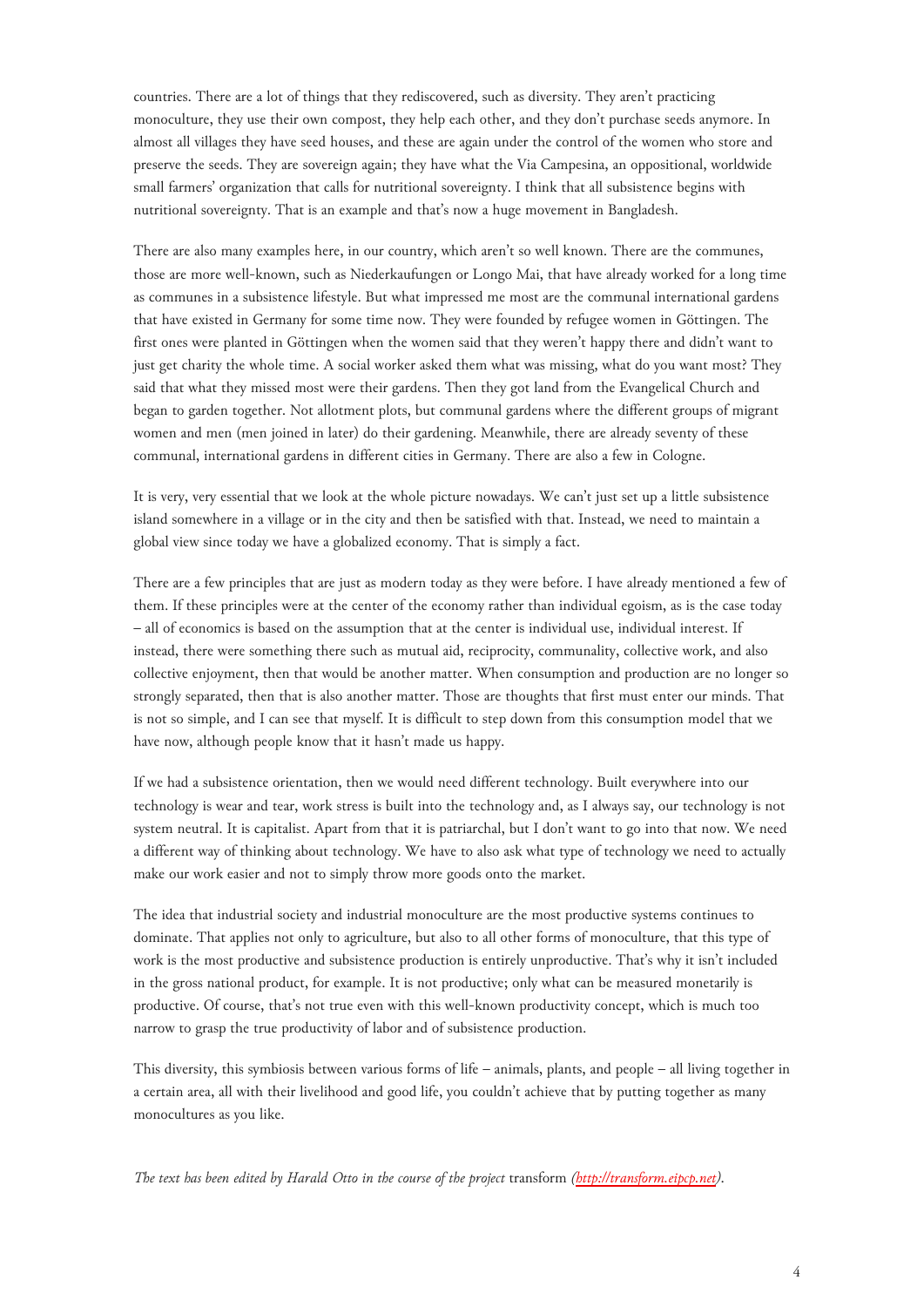countries. There are a lot of things that they rediscovered, such as diversity. They aren't practicing monoculture, they use their own compost, they help each other, and they don't purchase seeds anymore. In almost all villages they have seed houses, and these are again under the control of the women who store and preserve the seeds. They are sovereign again; they have what the Via Campesina, an oppositional, worldwide small farmers' organization that calls for nutritional sovereignty. I think that all subsistence begins with nutritional sovereignty. That is an example and that's now a huge movement in Bangladesh.

There are also many examples here, in our country, which aren't so well known. There are the communes, those are more well-known, such as Niederkaufungen or Longo Mai, that have already worked for a long time as communes in a subsistence lifestyle. But what impressed me most are the communal international gardens that have existed in Germany for some time now. They were founded by refugee women in Göttingen. The first ones were planted in Göttingen when the women said that they weren't happy there and didn't want to just get charity the whole time. A social worker asked them what was missing, what do you want most? They said that what they missed most were their gardens. Then they got land from the Evangelical Church and began to garden together. Not allotment plots, but communal gardens where the different groups of migrant women and men (men joined in later) do their gardening. Meanwhile, there are already seventy of these communal, international gardens in different cities in Germany. There are also a few in Cologne.

It is very, very essential that we look at the whole picture nowadays. We can't just set up a little subsistence island somewhere in a village or in the city and then be satisfied with that. Instead, we need to maintain a global view since today we have a globalized economy. That is simply a fact.

There are a few principles that are just as modern today as they were before. I have already mentioned a few of them. If these principles were at the center of the economy rather than individual egoism, as is the case today – all of economics is based on the assumption that at the center is individual use, individual interest. If instead, there were something there such as mutual aid, reciprocity, communality, collective work, and also collective enjoyment, then that would be another matter. When consumption and production are no longer so strongly separated, then that is also another matter. Those are thoughts that first must enter our minds. That is not so simple, and I can see that myself. It is difficult to step down from this consumption model that we have now, although people know that it hasn't made us happy.

If we had a subsistence orientation, then we would need different technology. Built everywhere into our technology is wear and tear, work stress is built into the technology and, as I always say, our technology is not system neutral. It is capitalist. Apart from that it is patriarchal, but I don't want to go into that now. We need a different way of thinking about technology. We have to also ask what type of technology we need to actually make our work easier and not to simply throw more goods onto the market.

The idea that industrial society and industrial monoculture are the most productive systems continues to dominate. That applies not only to agriculture, but also to all other forms of monoculture, that this type of work is the most productive and subsistence production is entirely unproductive. That's why it isn't included in the gross national product, for example. It is not productive; only what can be measured monetarily is productive. Of course, that's not true even with this well-known productivity concept, which is much too narrow to grasp the true productivity of labor and of subsistence production.

This diversity, this symbiosis between various forms of life – animals, plants, and people – all living together in a certain area, all with their livelihood and good life, you couldn't achieve that by putting together as many monocultures as you like.

*The text has been edited by Harald Otto in the course of the project* transform *(http://transform.eipcp.net).*